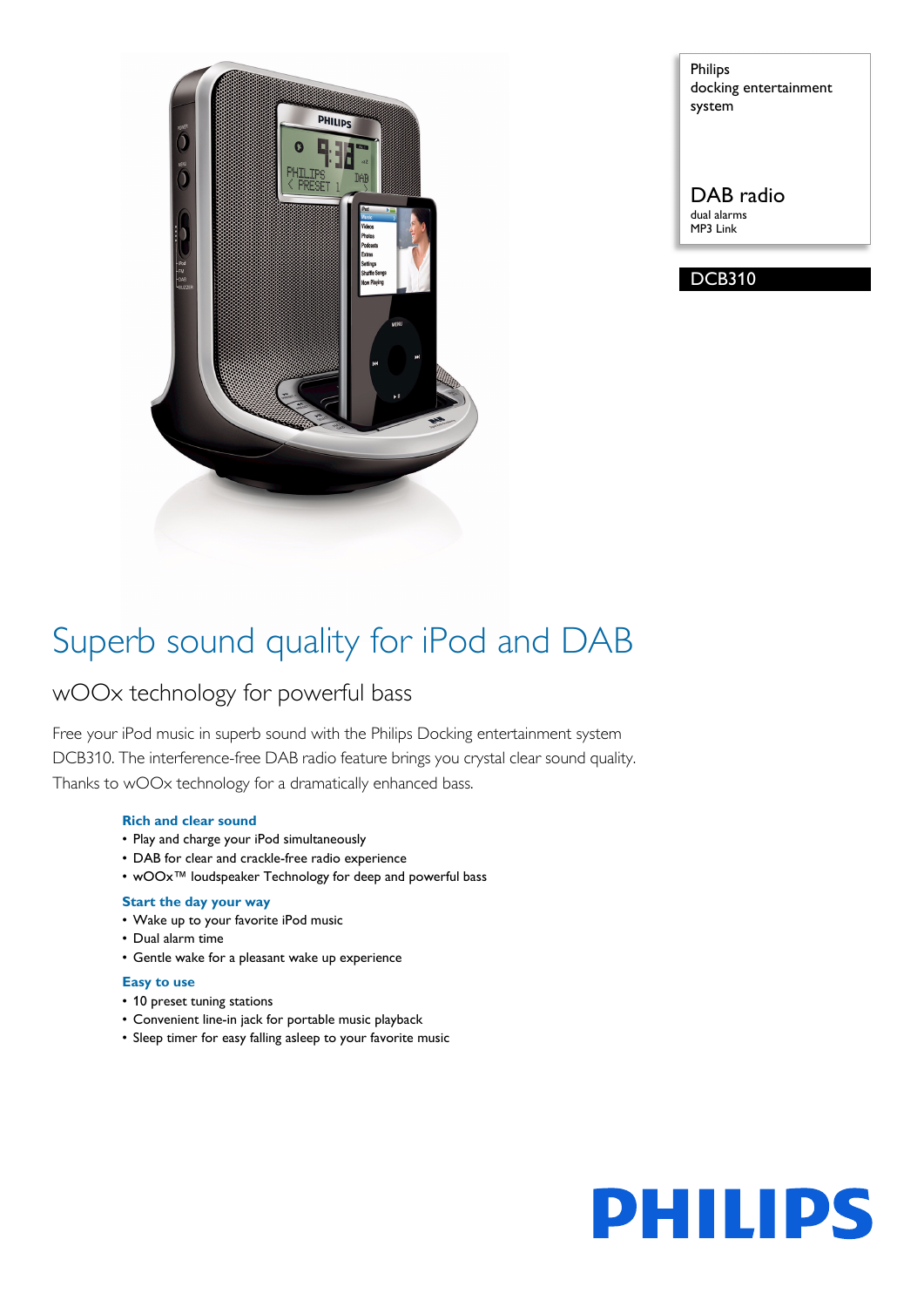Philips
docking entertainment system

DAB radio
dual alarms
MP3 Link

DCB310

# Superb sound quality for iPod and DAB

## wOOx technology for powerful bass

Free your iPod music in superb sound with the Philips Docking entertainment system DCB310. The interference-free DAB radio feature brings you crystal clear sound quality. Thanks to wOOx technology for a dramatically enhanced bass.

### Rich and clear sound

- Play and charge your iPod simultaneously
- DAB for clear and crackle-free radio experience
- wOOx™ loudspeaker Technology for deep and powerful bass

### Start the day your way

- Wake up to your favorite iPod music
- Dual alarm time
- Gentle wake for a pleasant wake up experience

### Easy to use

- 10 preset tuning stations
- Convenient line-in jack for portable music playback
- Sleep timer for easy falling asleep to your favorite music

PHILIPS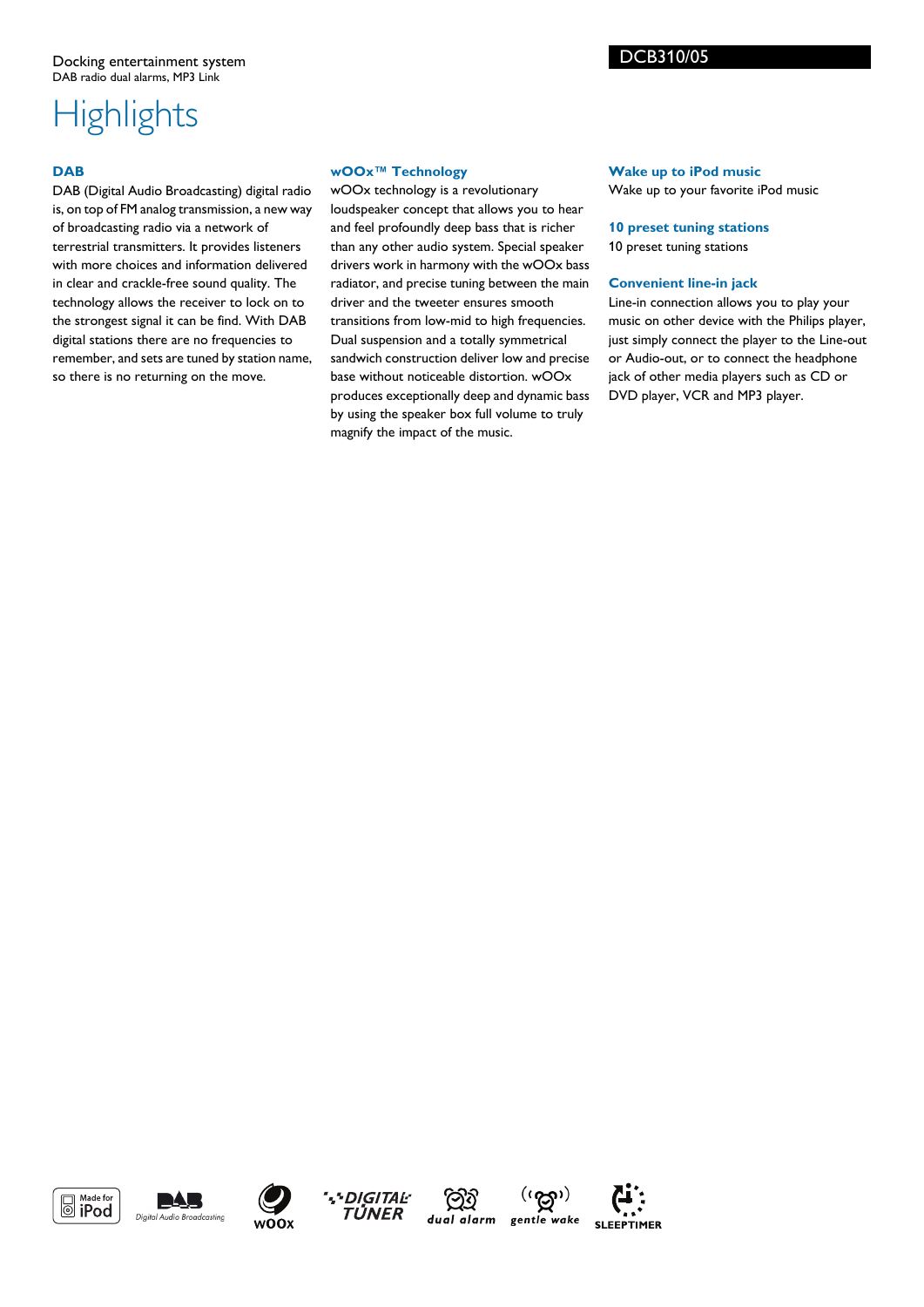Docking entertainment system
DAB radio dual alarms, MP3 Link

DCB310/05

# Highlights

### DAB

DAB (Digital Audio Broadcasting) digital radio is, on top of FM analog transmission, a new way of broadcasting radio via a network of terrestrial transmitters. It provides listeners with more choices and information delivered in clear and crackle-free sound quality. The technology allows the receiver to lock on to the strongest signal it can be find. With DAB digital stations there are no frequencies to remember, and sets are tuned by station name, so there is no returning on the move.

### wOOx™ Technology

wOOx technology is a revolutionary loudspeaker concept that allows you to hear and feel profoundly deep bass that is richer than any other audio system. Special speaker drivers work in harmony with the wOOx bass radiator, and precise tuning between the main driver and the tweeter ensures smooth transitions from low-mid to high frequencies. Dual suspension and a totally symmetrical sandwich construction deliver low and precise base without noticeable distortion. wOOx produces exceptionally deep and dynamic bass by using the speaker box full volume to truly magnify the impact of the music.

### Wake up to iPod music

Wake up to your favorite iPod music

### 10 preset tuning stations

10 preset tuning stations

### Convenient line-in jack

Line-in connection allows you to play your music on other device with the Philips player, just simply connect the player to the Line-out or Audio-out, or to connect the headphone jack of other media players such as CD or DVD player, VCR and MP3 player.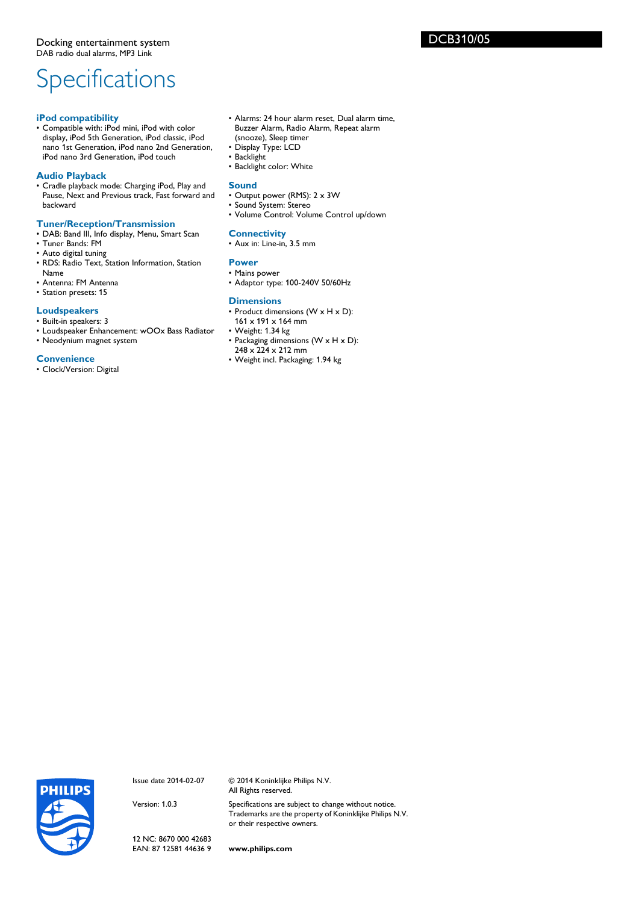Docking entertainment system
DAB radio dual alarms, MP3 Link

DCB310/05

# Specifications

### iPod compatibility
- Compatible with: iPod mini, iPod with color display, iPod 5th Generation, iPod classic, iPod nano 1st Generation, iPod nano 2nd Generation, iPod nano 3rd Generation, iPod touch

### Audio Playback
- Cradle playback mode: Charging iPod, Play and Pause, Next and Previous track, Fast forward and backward

### Tuner/Reception/Transmission
- DAB: Band III, Info display, Menu, Smart Scan
- Tuner Bands: FM
- Auto digital tuning
- RDS: Radio Text, Station Information, Station Name
- Antenna: FM Antenna
- Station presets: 15

### Loudspeakers
- Built-in speakers: 3
- Loudspeaker Enhancement: wOOx Bass Radiator
- Neodymium magnet system

### Convenience
- Clock/Version: Digital
- Alarms: 24 hour alarm reset, Dual alarm time, Buzzer Alarm, Radio Alarm, Repeat alarm (snooze), Sleep timer
- Display Type: LCD
- Backlight
- Backlight color: White

### Sound
- Output power (RMS): 2 x 3W
- Sound System: Stereo
- Volume Control: Volume Control up/down

### Connectivity
- Aux in: Line-in, 3.5 mm

### Power
- Mains power
- Adaptor type: 100-240V 50/60Hz

### Dimensions
- Product dimensions (W x H x D): 161 x 191 x 164 mm
- Weight: 1.34 kg
- Packaging dimensions (W x H x D): 248 x 224 x 212 mm
- Weight incl. Packaging: 1.94 kg

Issue date 2014-02-07

Version: 1.0.3

12 NC: 8670 000 42683
EAN: 87 12581 44636 9

© 2014 Koninklijke Philips N.V.
All Rights reserved.

Specifications are subject to change without notice. Trademarks are the property of Koninklijke Philips N.V. or their respective owners.

**www.philips.com**